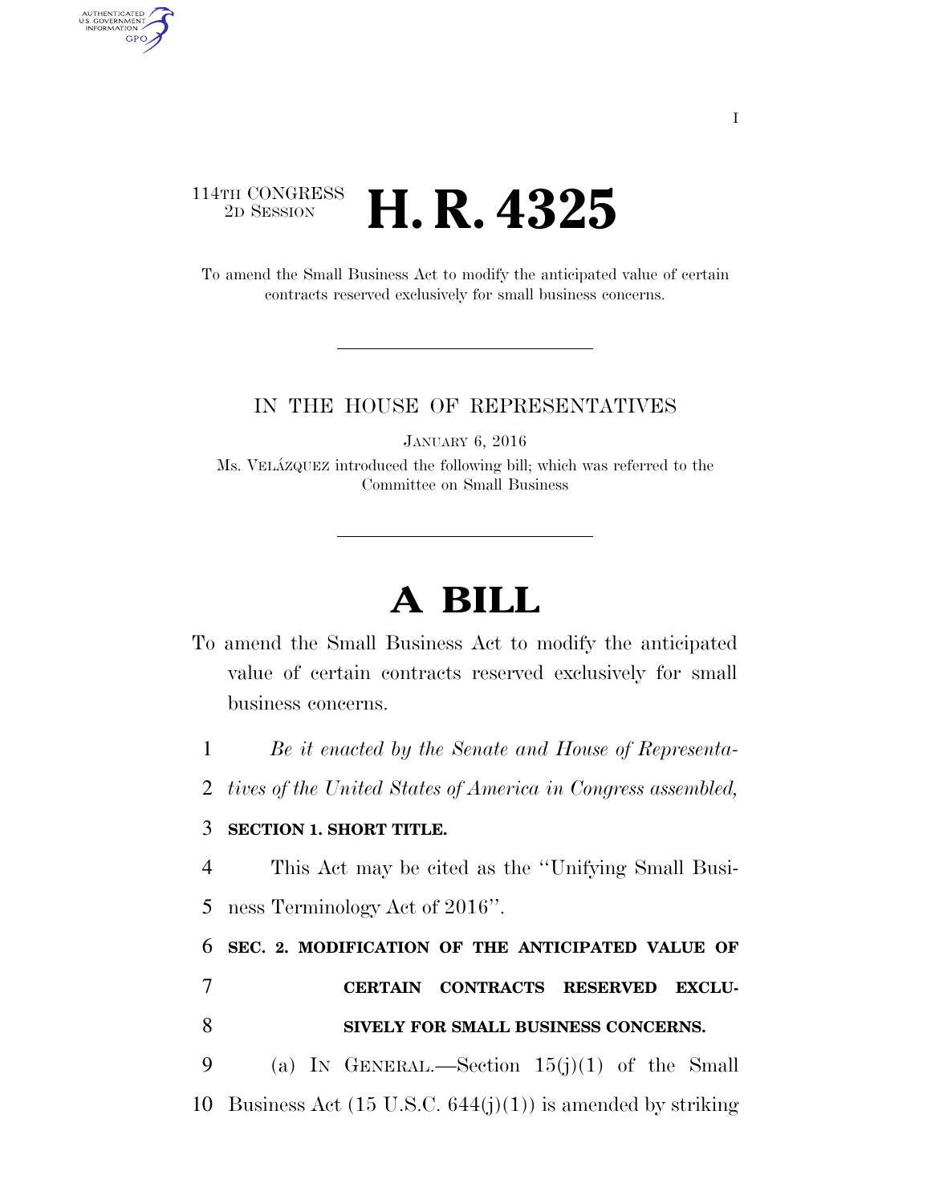114TH CONGRESS
2D SESSION

# H. R. 4325

To amend the Small Business Act to modify the anticipated value of certain contracts reserved exclusively for small business concerns.

IN THE HOUSE OF REPRESENTATIVES

JANUARY 6, 2016

Ms. VELÁZQUEZ introduced the following bill; which was referred to the Committee on Small Business

# A BILL

To amend the Small Business Act to modify the anticipated value of certain contracts reserved exclusively for small business concerns.

1 *Be it enacted by the Senate and House of Representa-*
2 *tives of the United States of America in Congress assembled,*

3 **SECTION 1. SHORT TITLE.**

4 This Act may be cited as the ''Unifying Small Busi-
5 ness Terminology Act of 2016''.

6 **SEC. 2. MODIFICATION OF THE ANTICIPATED VALUE OF**
7 **CERTAIN CONTRACTS RESERVED EXCLU-**
8 **SIVELY FOR SMALL BUSINESS CONCERNS.**

9 (a) IN GENERAL.—Section 15(j)(1) of the Small
10 Business Act (15 U.S.C. 644(j)(1)) is amended by striking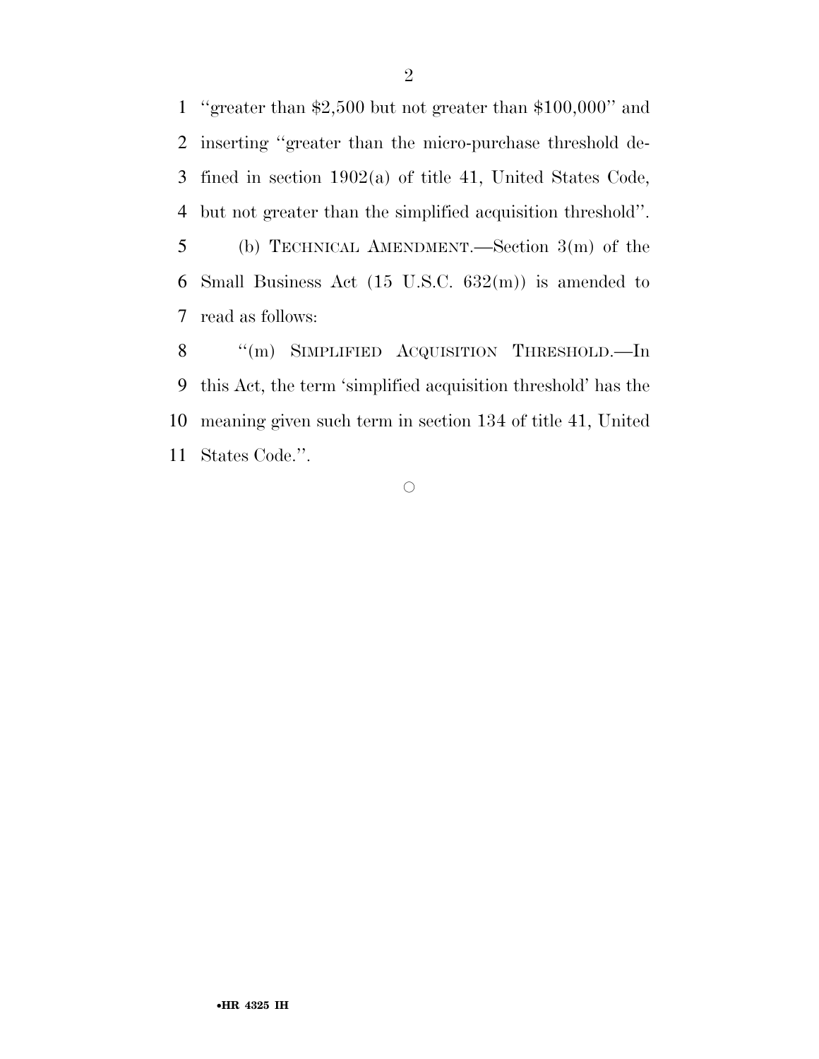"greater than $2,500 but not greater than $100,000" and inserting "greater than the micro-purchase threshold defined in section 1902(a) of title 41, United States Code, but not greater than the simplified acquisition threshold".

(b) TECHNICAL AMENDMENT.—Section 3(m) of the Small Business Act (15 U.S.C. 632(m)) is amended to read as follows:

"(m) SIMPLIFIED ACQUISITION THRESHOLD.—In this Act, the term 'simplified acquisition threshold' has the meaning given such term in section 134 of title 41, United States Code.".

○